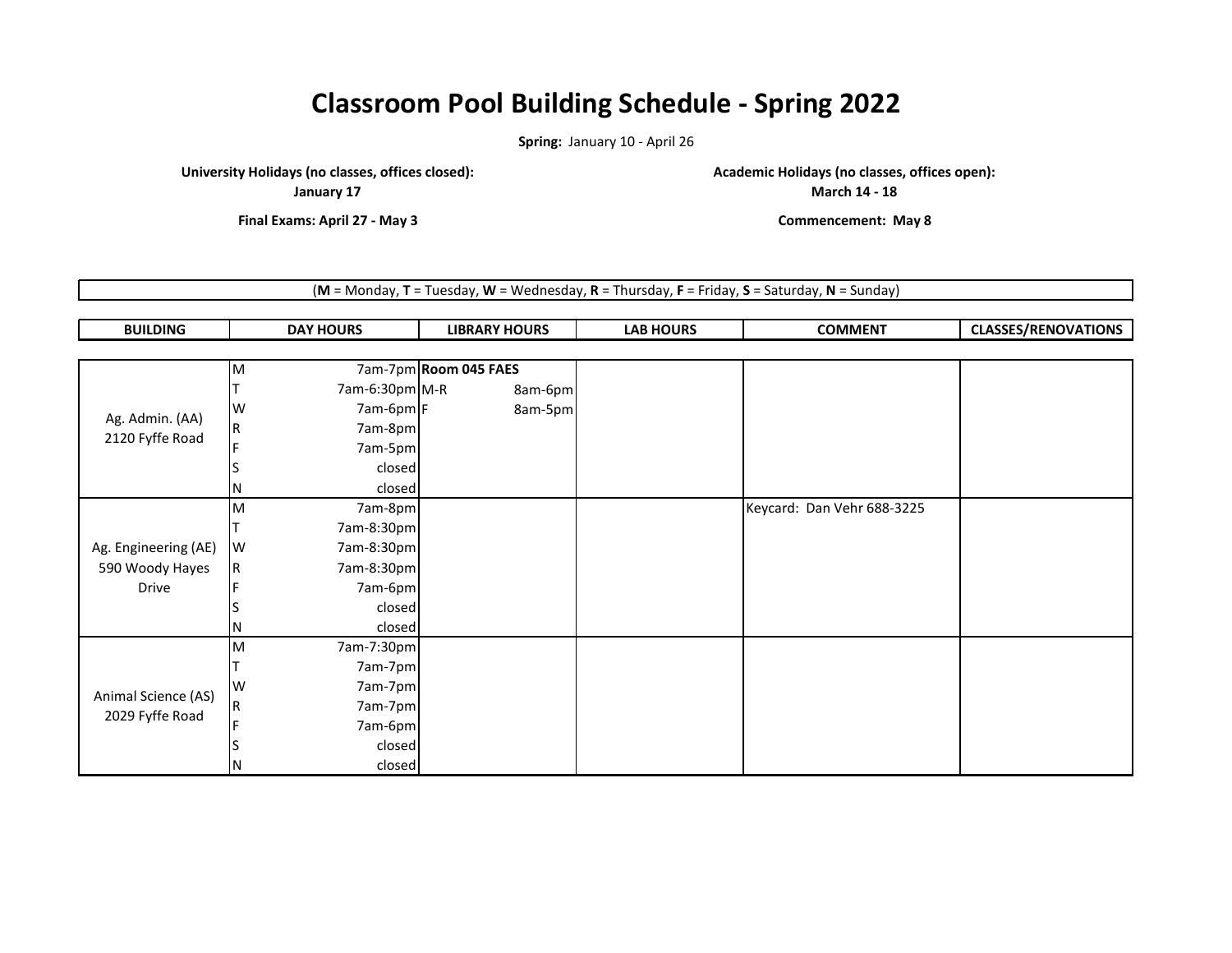# Classroom Pool Building Schedule - Spring 2022

**Spring:** January 10 - April 26

**University Holidays (no classes, offices closed):**
**January 17**

**Academic Holidays (no classes, offices open):**
**March 14 - 18**

**Final Exams: April 27 - May 3**

**Commencement: May 8**

(**M** = Monday, **T** = Tuesday, **W** = Wednesday, **R** = Thursday, **F** = Friday, **S** = Saturday, **N** = Sunday)

| BUILDING | DAY HOURS | | LIBRARY HOURS | | LAB HOURS | COMMENT | CLASSES/RENOVATIONS |
|---|---|---|---|---|---|---|---|
| Ag. Admin. (AA) 2120 Fyffe Road | M | 7am-7pm | **Room 045 FAES** | | | | |
| | T | 7am-6:30pm | M-R | 8am-6pm | | | |
| | W | 7am-6pm | F | 8am-5pm | | | |
| | R | 7am-8pm | | | | | |
| | F | 7am-5pm | | | | | |
| | S | closed | | | | | |
| | N | closed | | | | | |
| Ag. Engineering (AE) 590 Woody Hayes Drive | M | 7am-8pm | | | | Keycard: Dan Vehr 688-3225 | |
| | T | 7am-8:30pm | | | | | |
| | W | 7am-8:30pm | | | | | |
| | R | 7am-8:30pm | | | | | |
| | F | 7am-6pm | | | | | |
| | S | closed | | | | | |
| | N | closed | | | | | |
| Animal Science (AS) 2029 Fyffe Road | M | 7am-7:30pm | | | | | |
| | T | 7am-7pm | | | | | |
| | W | 7am-7pm | | | | | |
| | R | 7am-7pm | | | | | |
| | F | 7am-6pm | | | | | |
| | S | closed | | | | | |
| | N | closed | | | | | |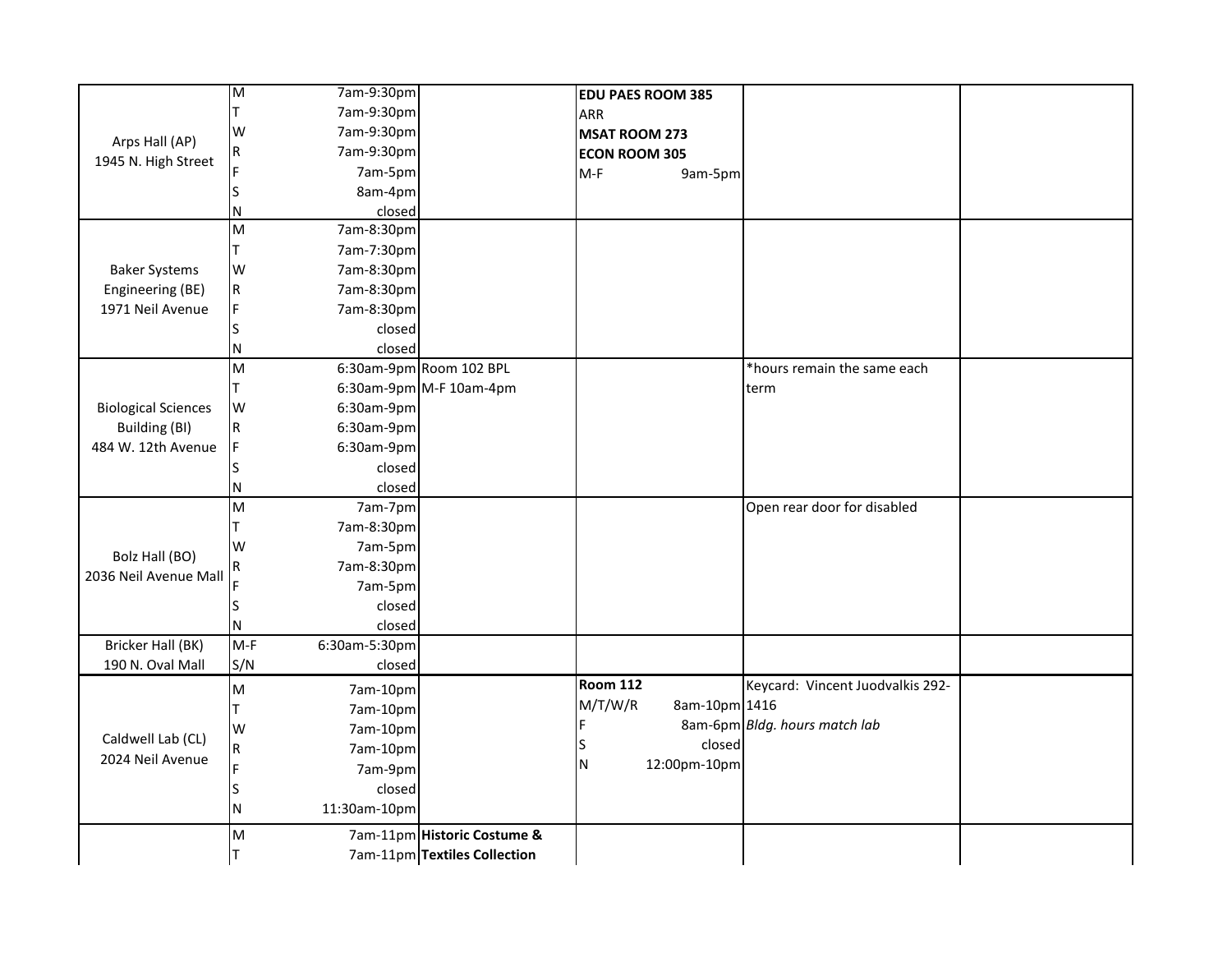| | | | | | | |
|---|---|---|---|---|---|---|
| Arps Hall (AP)<br>1945 N. High Street | M<br>T<br>W<br>R<br>F<br>S<br>N | 7am-9:30pm<br>7am-9:30pm<br>7am-9:30pm<br>7am-9:30pm<br>7am-5pm<br>8am-4pm<br>closed | | **EDU PAES ROOM 385**<br>ARR<br>**MSAT ROOM 273**<br>**ECON ROOM 305**<br>M-F 9am-5pm | | |
| Baker Systems Engineering (BE)<br>1971 Neil Avenue | M<br>T<br>W<br>R<br>F<br>S<br>N | 7am-8:30pm<br>7am-7:30pm<br>7am-8:30pm<br>7am-8:30pm<br>7am-8:30pm<br>closed<br>closed | | | | |
| Biological Sciences Building (BI)<br>484 W. 12th Avenue | M<br>T<br>W<br>R<br>F<br>S<br>N | 6:30am-9pm<br>6:30am-9pm<br>6:30am-9pm<br>6:30am-9pm<br>6:30am-9pm<br>closed<br>closed | Room 102 BPL<br>M-F 10am-4pm | | *hours remain the same each term | |
| Bolz Hall (BO)<br>2036 Neil Avenue Mall | M<br>T<br>W<br>R<br>F<br>S<br>N | 7am-7pm<br>7am-8:30pm<br>7am-5pm<br>7am-8:30pm<br>7am-5pm<br>closed<br>closed | | | Open rear door for disabled | |
| Bricker Hall (BK)<br>190 N. Oval Mall | M-F<br>S/N | 6:30am-5:30pm<br>closed | | | | |
| Caldwell Lab (CL)<br>2024 Neil Avenue | M<br>T<br>W<br>R<br>F<br>S<br>N | 7am-10pm<br>7am-10pm<br>7am-10pm<br>7am-10pm<br>7am-9pm<br>closed<br>11:30am-10pm | | **Room 112**<br>M/T/W/R 8am-10pm<br>F 8am-6pm<br>S closed<br>N 12:00pm-10pm | Keycard: Vincent Juodvalkis 292-1416<br>*Bldg. hours match lab* | |
| | M<br>T | 7am-11pm<br>7am-11pm | **Historic Costume & Textiles Collection** | | | |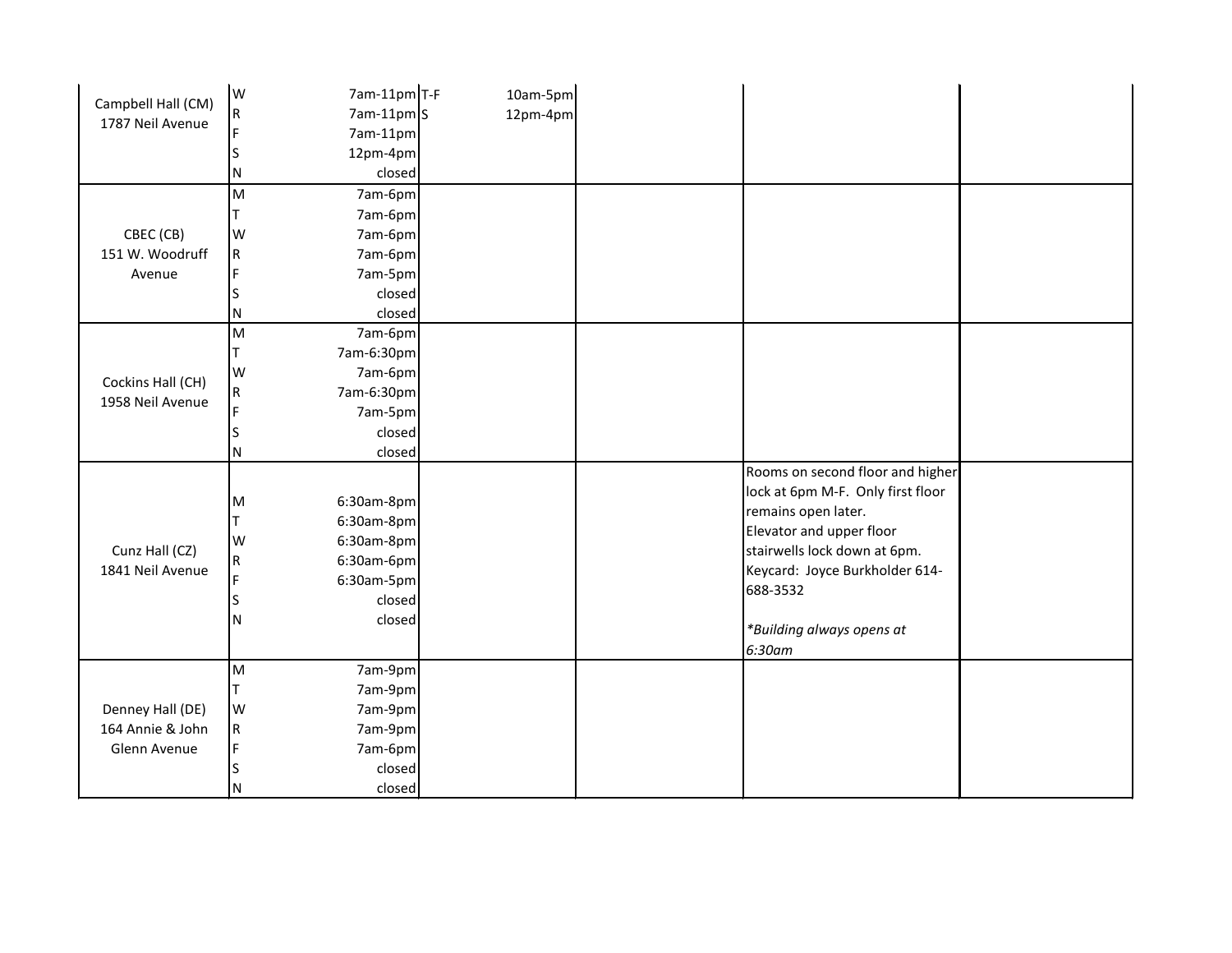| | | | | | | | |
|---|---|---|---|---|---|---|---|
| Campbell Hall (CM) 1787 Neil Avenue | W | 7am-11pm | T-F | 10am-5pm | | | |
| | R | 7am-11pm | S | 12pm-4pm | | | |
| | F | 7am-11pm | | | | | |
| | S | 12pm-4pm | | | | | |
| | N | closed | | | | | |
| CBEC (CB) 151 W. Woodruff Avenue | M | 7am-6pm | | | | | |
| | T | 7am-6pm | | | | | |
| | W | 7am-6pm | | | | | |
| | R | 7am-6pm | | | | | |
| | F | 7am-5pm | | | | | |
| | S | closed | | | | | |
| | N | closed | | | | | |
| Cockins Hall (CH) 1958 Neil Avenue | M | 7am-6pm | | | | | |
| | T | 7am-6:30pm | | | | | |
| | W | 7am-6pm | | | | | |
| | R | 7am-6:30pm | | | | | |
| | F | 7am-5pm | | | | | |
| | S | closed | | | | | |
| | N | closed | | | | | |
| Cunz Hall (CZ) 1841 Neil Avenue | M | 6:30am-8pm | | | | Rooms on second floor and higher lock at 6pm M-F. Only first floor remains open later. Elevator and upper floor stairwells lock down at 6pm. Keycard: Joyce Burkholder 614-688-3532 *Building always opens at 6:30am | |
| | T | 6:30am-8pm | | | | | |
| | W | 6:30am-8pm | | | | | |
| | R | 6:30am-6pm | | | | | |
| | F | 6:30am-5pm | | | | | |
| | S | closed | | | | | |
| | N | closed | | | | | |
| Denney Hall (DE) 164 Annie & John Glenn Avenue | M | 7am-9pm | | | | | |
| | T | 7am-9pm | | | | | |
| | W | 7am-9pm | | | | | |
| | R | 7am-9pm | | | | | |
| | F | 7am-6pm | | | | | |
| | S | closed | | | | | |
| | N | closed | | | | | |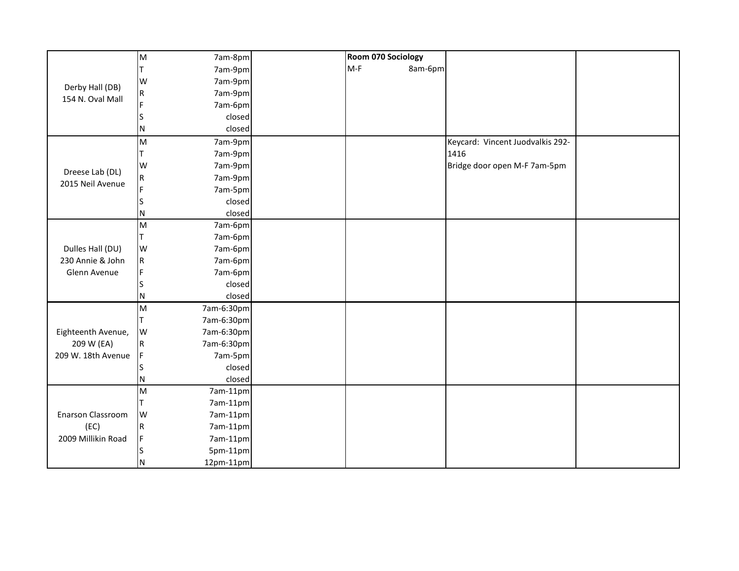| | | | | | | |
|---|---|---|---|---|---|---|
| Derby Hall (DB) 154 N. Oval Mall | M | 7am-8pm | | **Room 070 Sociology** | | |
| | T | 7am-9pm | | M-F 8am-6pm | | |
| | W | 7am-9pm | | | | |
| | R | 7am-9pm | | | | |
| | F | 7am-6pm | | | | |
| | S | closed | | | | |
| | N | closed | | | | |
| Dreese Lab (DL) 2015 Neil Avenue | M | 7am-9pm | | | Keycard: Vincent Juodvalkis 292-1416 | |
| | T | 7am-9pm | | | | |
| | W | 7am-9pm | | | Bridge door open M-F 7am-5pm | |
| | R | 7am-9pm | | | | |
| | F | 7am-5pm | | | | |
| | S | closed | | | | |
| | N | closed | | | | |
| Dulles Hall (DU) 230 Annie & John Glenn Avenue | M | 7am-6pm | | | | |
| | T | 7am-6pm | | | | |
| | W | 7am-6pm | | | | |
| | R | 7am-6pm | | | | |
| | F | 7am-6pm | | | | |
| | S | closed | | | | |
| | N | closed | | | | |
| Eighteenth Avenue, 209 W (EA) 209 W. 18th Avenue | M | 7am-6:30pm | | | | |
| | T | 7am-6:30pm | | | | |
| | W | 7am-6:30pm | | | | |
| | R | 7am-6:30pm | | | | |
| | F | 7am-5pm | | | | |
| | S | closed | | | | |
| | N | closed | | | | |
| Enarson Classroom (EC) 2009 Millikin Road | M | 7am-11pm | | | | |
| | T | 7am-11pm | | | | |
| | W | 7am-11pm | | | | |
| | R | 7am-11pm | | | | |
| | F | 7am-11pm | | | | |
| | S | 5pm-11pm | | | | |
| | N | 12pm-11pm | | | | |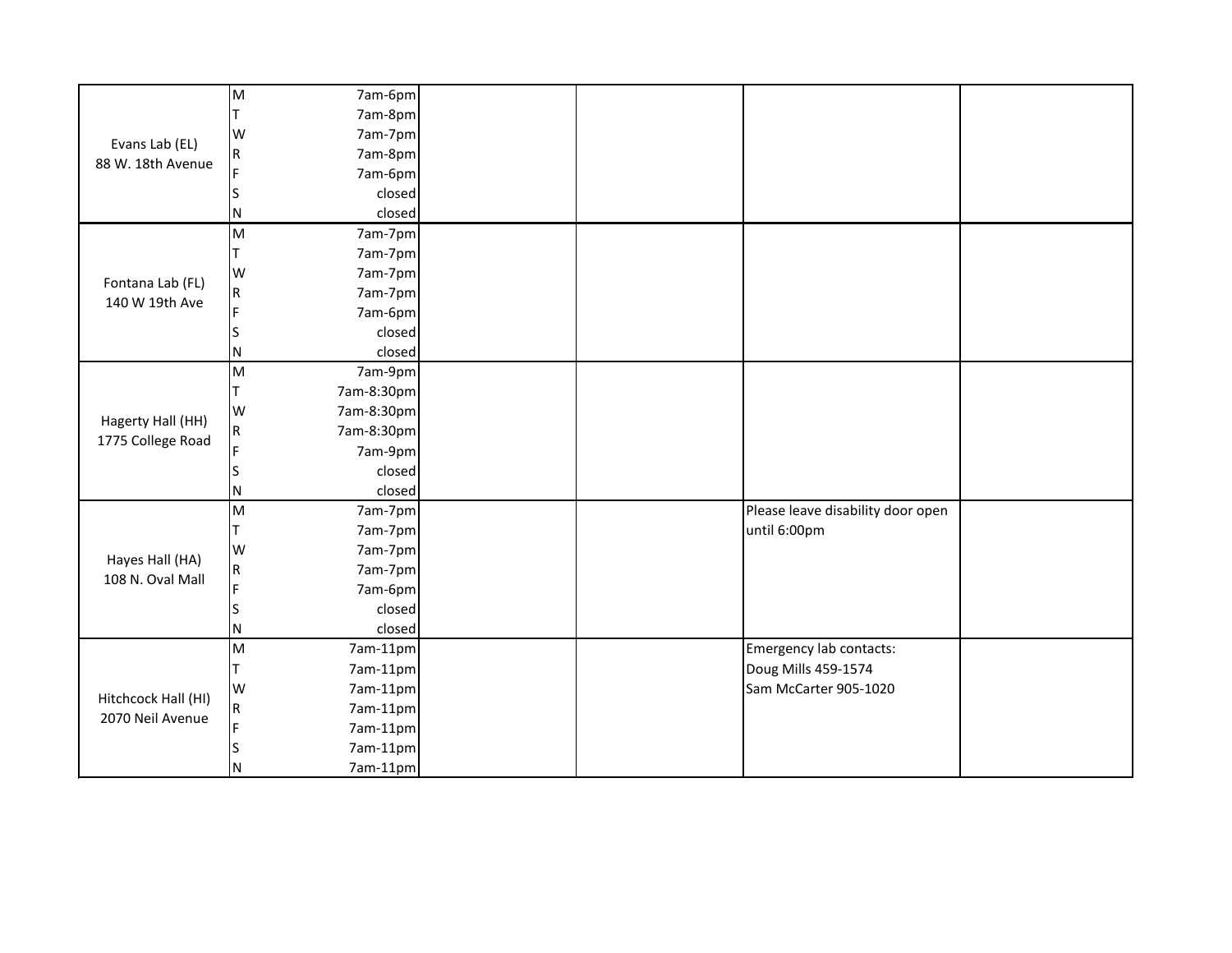| | | | | | | |
|---|---|---|---|---|---|---|
| Evans Lab (EL) 88 W. 18th Avenue | M | 7am-6pm | | | | |
| | T | 7am-8pm | | | | |
| | W | 7am-7pm | | | | |
| | R | 7am-8pm | | | | |
| | F | 7am-6pm | | | | |
| | S | closed | | | | |
| | N | closed | | | | |
| Fontana Lab (FL) 140 W 19th Ave | M | 7am-7pm | | | | |
| | T | 7am-7pm | | | | |
| | W | 7am-7pm | | | | |
| | R | 7am-7pm | | | | |
| | F | 7am-6pm | | | | |
| | S | closed | | | | |
| | N | closed | | | | |
| Hagerty Hall (HH) 1775 College Road | M | 7am-9pm | | | | |
| | T | 7am-8:30pm | | | | |
| | W | 7am-8:30pm | | | | |
| | R | 7am-8:30pm | | | | |
| | F | 7am-9pm | | | | |
| | S | closed | | | | |
| | N | closed | | | | |
| Hayes Hall (HA) 108 N. Oval Mall | M | 7am-7pm | | | Please leave disability door open until 6:00pm | |
| | T | 7am-7pm | | | | |
| | W | 7am-7pm | | | | |
| | R | 7am-7pm | | | | |
| | F | 7am-6pm | | | | |
| | S | closed | | | | |
| | N | closed | | | | |
| Hitchcock Hall (HI) 2070 Neil Avenue | M | 7am-11pm | | | Emergency lab contacts: Doug Mills 459-1574 Sam McCarter 905-1020 | |
| | T | 7am-11pm | | | | |
| | W | 7am-11pm | | | | |
| | R | 7am-11pm | | | | |
| | F | 7am-11pm | | | | |
| | S | 7am-11pm | | | | |
| | N | 7am-11pm | | | | |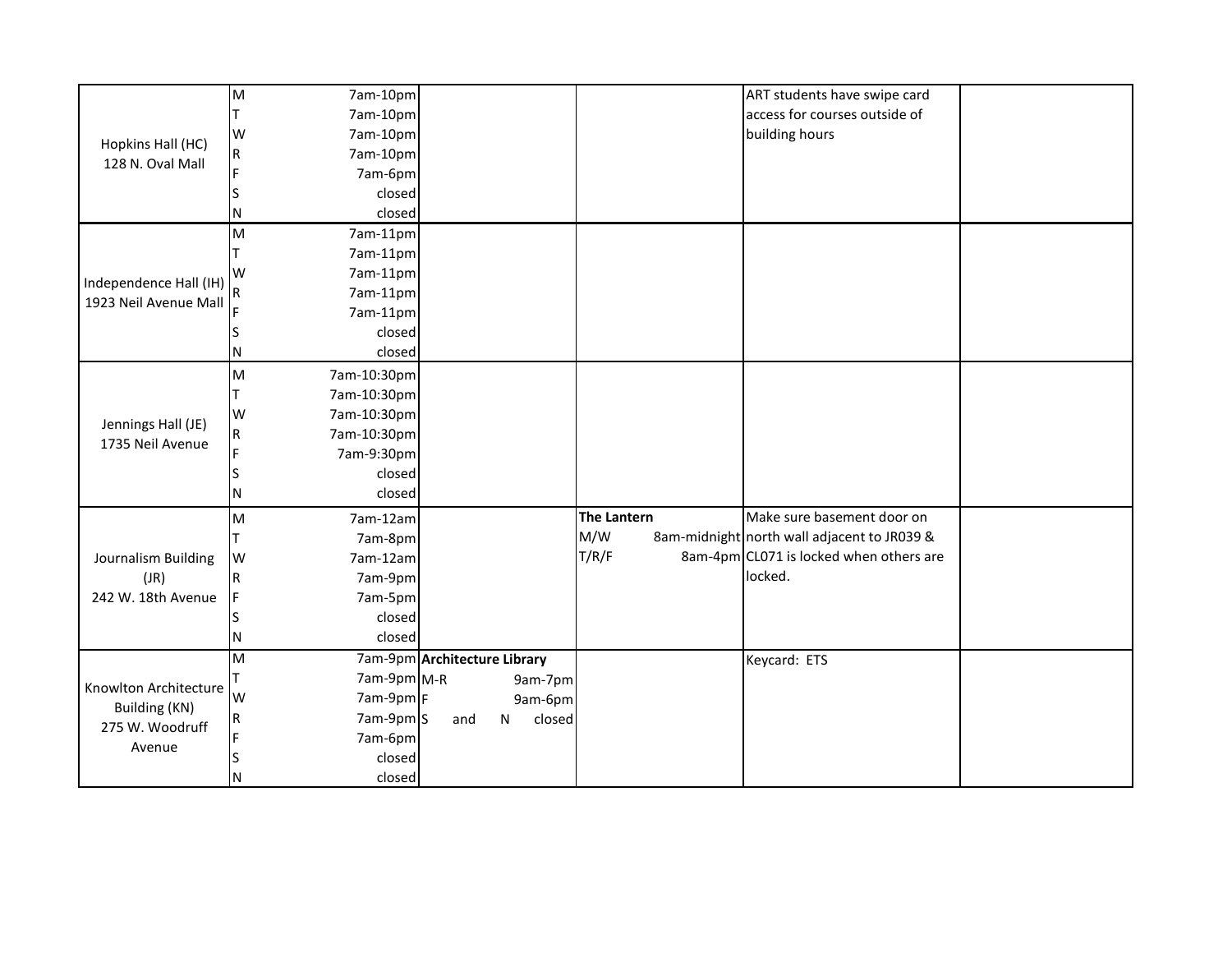| | | | | | | |
|---|---|---|---|---|---|---|
| Hopkins Hall (HC)<br>128 N. Oval Mall | M<br>T<br>W<br>R<br>F<br>S<br>N | 7am-10pm<br>7am-10pm<br>7am-10pm<br>7am-10pm<br>7am-6pm<br>closed<br>closed | | | ART students have swipe card access for courses outside of building hours | |
| Independence Hall (IH)<br>1923 Neil Avenue Mall | M<br>T<br>W<br>R<br>F<br>S<br>N | 7am-11pm<br>7am-11pm<br>7am-11pm<br>7am-11pm<br>7am-11pm<br>closed<br>closed | | | | |
| Jennings Hall (JE)<br>1735 Neil Avenue | M<br>T<br>W<br>R<br>F<br>S<br>N | 7am-10:30pm<br>7am-10:30pm<br>7am-10:30pm<br>7am-10:30pm<br>7am-9:30pm<br>closed<br>closed | | | | |
| Journalism Building (JR)<br>242 W. 18th Avenue | M<br>T<br>W<br>R<br>F<br>S<br>N | 7am-12am<br>7am-8pm<br>7am-12am<br>7am-9pm<br>7am-5pm<br>closed<br>closed | | **The Lantern**<br>M/W 8am-midnight<br>T/R/F 8am-4pm | Make sure basement door on north wall adjacent to JR039 & CL071 is locked when others are locked. | |
| Knowlton Architecture Building (KN)<br>275 W. Woodruff Avenue | M<br>T<br>W<br>R<br>F<br>S<br>N | 7am-9pm<br>7am-9pm<br>7am-9pm<br>7am-9pm<br>7am-6pm<br>closed<br>closed | **Architecture Library**<br>M-R 9am-7pm<br>F 9am-6pm<br>S and N closed | | Keycard: ETS | |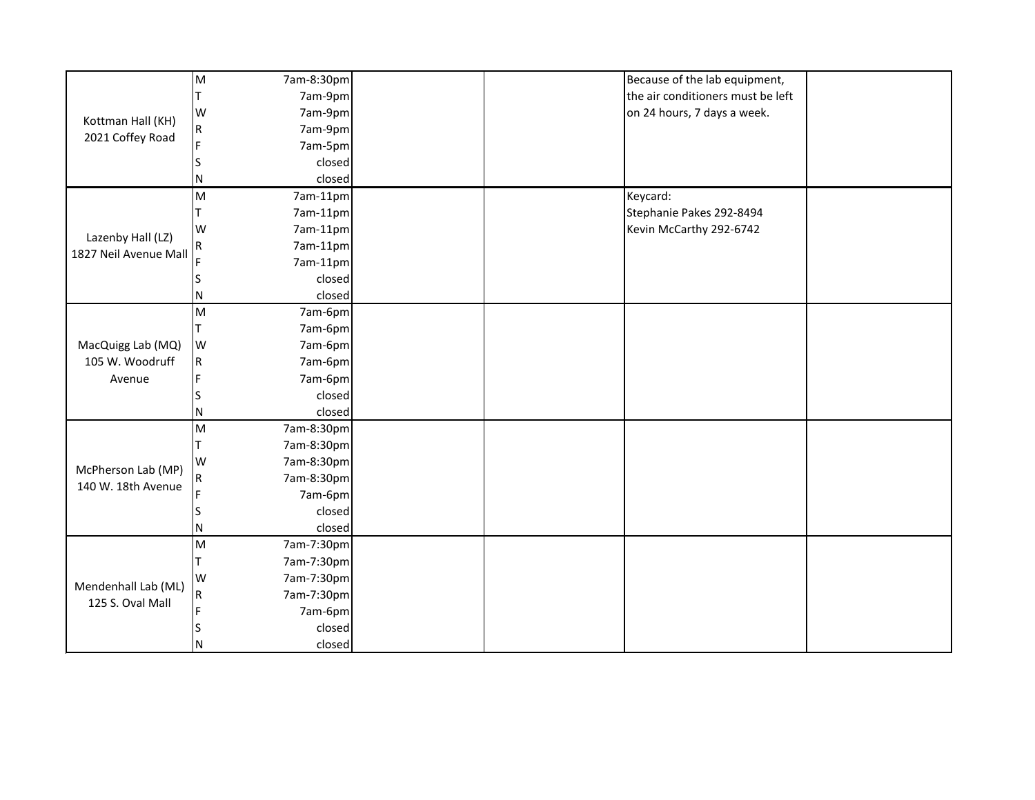| | | | | | | |
|---|---|---|---|---|---|---|
| Kottman Hall (KH) 2021 Coffey Road | M | 7am-8:30pm | | | Because of the lab equipment, the air conditioners must be left on 24 hours, 7 days a week. | |
| | T | 7am-9pm | | | | |
| | W | 7am-9pm | | | | |
| | R | 7am-9pm | | | | |
| | F | 7am-5pm | | | | |
| | S | closed | | | | |
| | N | closed | | | | |
| Lazenby Hall (LZ) 1827 Neil Avenue Mall | M | 7am-11pm | | | Keycard: Stephanie Pakes 292-8494 Kevin McCarthy 292-6742 | |
| | T | 7am-11pm | | | | |
| | W | 7am-11pm | | | | |
| | R | 7am-11pm | | | | |
| | F | 7am-11pm | | | | |
| | S | closed | | | | |
| | N | closed | | | | |
| MacQuigg Lab (MQ) 105 W. Woodruff Avenue | M | 7am-6pm | | | | |
| | T | 7am-6pm | | | | |
| | W | 7am-6pm | | | | |
| | R | 7am-6pm | | | | |
| | F | 7am-6pm | | | | |
| | S | closed | | | | |
| | N | closed | | | | |
| McPherson Lab (MP) 140 W. 18th Avenue | M | 7am-8:30pm | | | | |
| | T | 7am-8:30pm | | | | |
| | W | 7am-8:30pm | | | | |
| | R | 7am-8:30pm | | | | |
| | F | 7am-6pm | | | | |
| | S | closed | | | | |
| | N | closed | | | | |
| Mendenhall Lab (ML) 125 S. Oval Mall | M | 7am-7:30pm | | | | |
| | T | 7am-7:30pm | | | | |
| | W | 7am-7:30pm | | | | |
| | R | 7am-7:30pm | | | | |
| | F | 7am-6pm | | | | |
| | S | closed | | | | |
| | N | closed | | | | |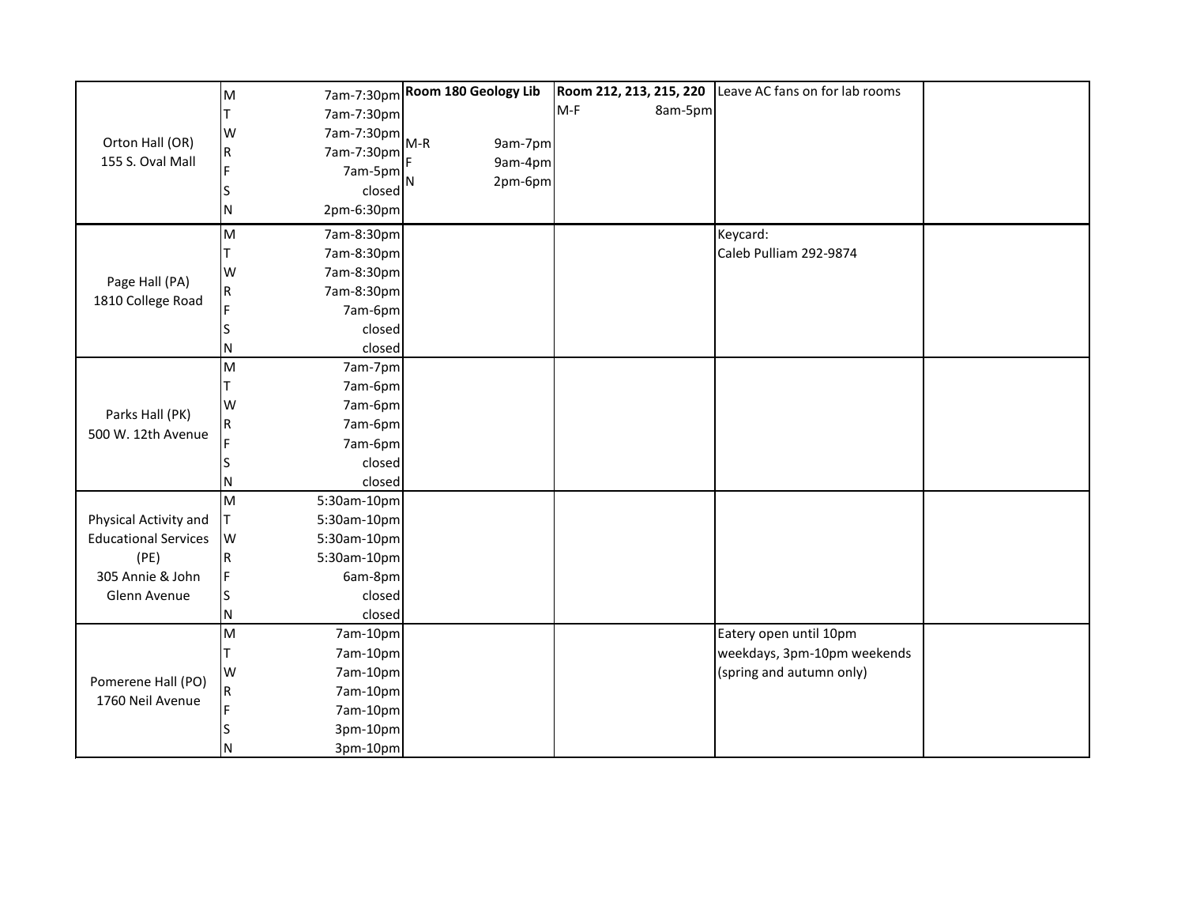| | | | | | | |
|---|---|---|---|---|---|---|
| Orton Hall (OR)<br>155 S. Oval Mall | M<br>T<br>W<br>R<br>F<br>S<br>N | 7am-7:30pm<br>7am-7:30pm<br>7am-7:30pm<br>7am-7:30pm<br>7am-5pm<br>closed<br>2pm-6:30pm | **Room 180 Geology Lib**<br>M-R 9am-7pm<br>F 9am-4pm<br>N 2pm-6pm | **Room 212, 213, 215, 220**<br>M-F 8am-5pm | Leave AC fans on for lab rooms | |
| Page Hall (PA)<br>1810 College Road | M<br>T<br>W<br>R<br>F<br>S<br>N | 7am-8:30pm<br>7am-8:30pm<br>7am-8:30pm<br>7am-8:30pm<br>7am-6pm<br>closed<br>closed | | | Keycard:<br>Caleb Pulliam 292-9874 | |
| Parks Hall (PK)<br>500 W. 12th Avenue | M<br>T<br>W<br>R<br>F<br>S<br>N | 7am-7pm<br>7am-6pm<br>7am-6pm<br>7am-6pm<br>7am-6pm<br>closed<br>closed | | | | |
| Physical Activity and Educational Services (PE)<br>305 Annie & John Glenn Avenue | M<br>T<br>W<br>R<br>F<br>S<br>N | 5:30am-10pm<br>5:30am-10pm<br>5:30am-10pm<br>5:30am-10pm<br>6am-8pm<br>closed<br>closed | | | | |
| Pomerene Hall (PO)<br>1760 Neil Avenue | M<br>T<br>W<br>R<br>F<br>S<br>N | 7am-10pm<br>7am-10pm<br>7am-10pm<br>7am-10pm<br>7am-10pm<br>3pm-10pm<br>3pm-10pm | | | Eatery open until 10pm weekdays, 3pm-10pm weekends (spring and autumn only) | |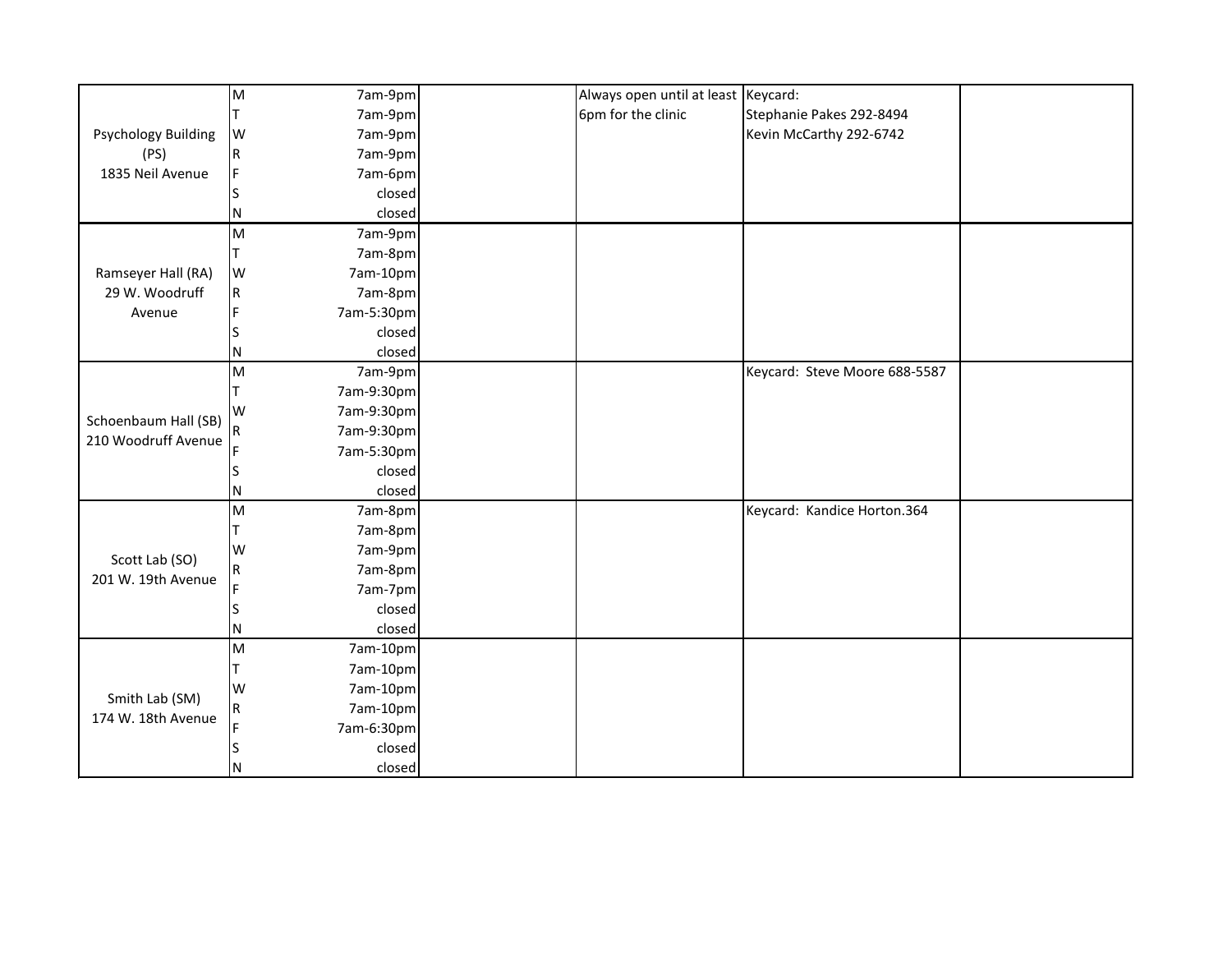| | | | | | | |
|---|---|---|---|---|---|---|
| Psychology Building (PS) 1835 Neil Avenue | M | 7am-9pm | | Always open until at least 6pm for the clinic | Keycard: Stephanie Pakes 292-8494 Kevin McCarthy 292-6742 | |
| | T | 7am-9pm | | | | |
| | W | 7am-9pm | | | | |
| | R | 7am-9pm | | | | |
| | F | 7am-6pm | | | | |
| | S | closed | | | | |
| | N | closed | | | | |
| Ramseyer Hall (RA) 29 W. Woodruff Avenue | M | 7am-9pm | | | | |
| | T | 7am-8pm | | | | |
| | W | 7am-10pm | | | | |
| | R | 7am-8pm | | | | |
| | F | 7am-5:30pm | | | | |
| | S | closed | | | | |
| | N | closed | | | | |
| Schoenbaum Hall (SB) 210 Woodruff Avenue | M | 7am-9pm | | | Keycard: Steve Moore 688-5587 | |
| | T | 7am-9:30pm | | | | |
| | W | 7am-9:30pm | | | | |
| | R | 7am-9:30pm | | | | |
| | F | 7am-5:30pm | | | | |
| | S | closed | | | | |
| | N | closed | | | | |
| Scott Lab (SO) 201 W. 19th Avenue | M | 7am-8pm | | | Keycard: Kandice Horton.364 | |
| | T | 7am-8pm | | | | |
| | W | 7am-9pm | | | | |
| | R | 7am-8pm | | | | |
| | F | 7am-7pm | | | | |
| | S | closed | | | | |
| | N | closed | | | | |
| Smith Lab (SM) 174 W. 18th Avenue | M | 7am-10pm | | | | |
| | T | 7am-10pm | | | | |
| | W | 7am-10pm | | | | |
| | R | 7am-10pm | | | | |
| | F | 7am-6:30pm | | | | |
| | S | closed | | | | |
| | N | closed | | | | |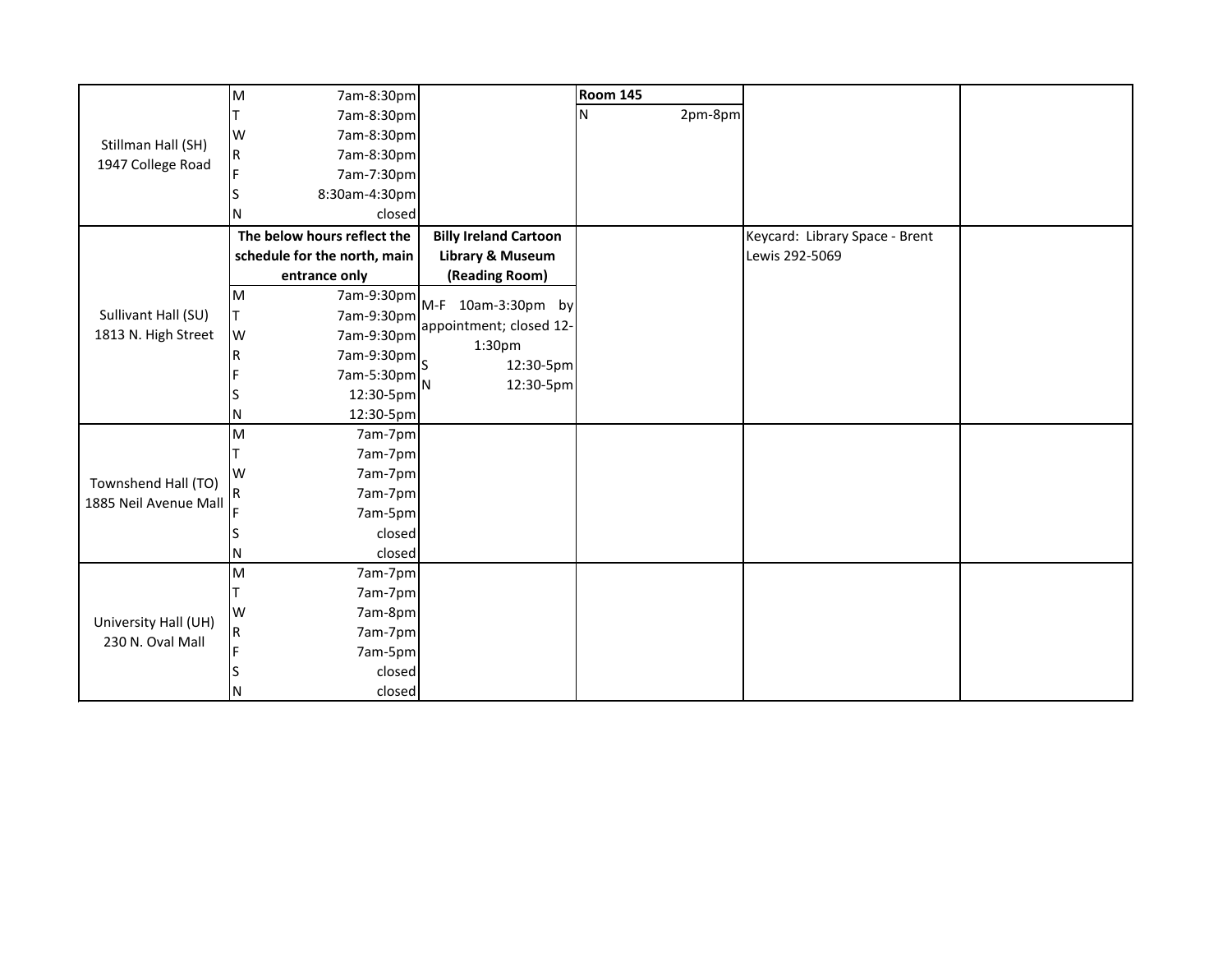| | | | | | |
|---|---|---|---|---|---|
| Stillman Hall (SH) 1947 College Road | M 7am-8:30pm<br>T 7am-8:30pm<br>W 7am-8:30pm<br>R 7am-8:30pm<br>F 7am-7:30pm<br>S 8:30am-4:30pm<br>N closed | | **Room 145**<br>N 2pm-8pm | | |
| Sullivant Hall (SU) 1813 N. High Street | **The below hours reflect the schedule for the north, main entrance only**<br>M 7am-9:30pm<br>T 7am-9:30pm<br>W 7am-9:30pm<br>R 7am-9:30pm<br>F 7am-5:30pm<br>S 12:30-5pm<br>N 12:30-5pm | **Billy Ireland Cartoon Library & Museum (Reading Room)**<br>M-F 10am-3:30pm by appointment; closed 12-1:30pm<br>S 12:30-5pm<br>N 12:30-5pm | | Keycard: Library Space - Brent Lewis 292-5069 | |
| Townshend Hall (TO) 1885 Neil Avenue Mall | M 7am-7pm<br>T 7am-7pm<br>W 7am-7pm<br>R 7am-7pm<br>F 7am-5pm<br>S closed<br>N closed | | | | |
| University Hall (UH) 230 N. Oval Mall | M 7am-7pm<br>T 7am-7pm<br>W 7am-8pm<br>R 7am-7pm<br>F 7am-5pm<br>S closed<br>N closed | | | | |